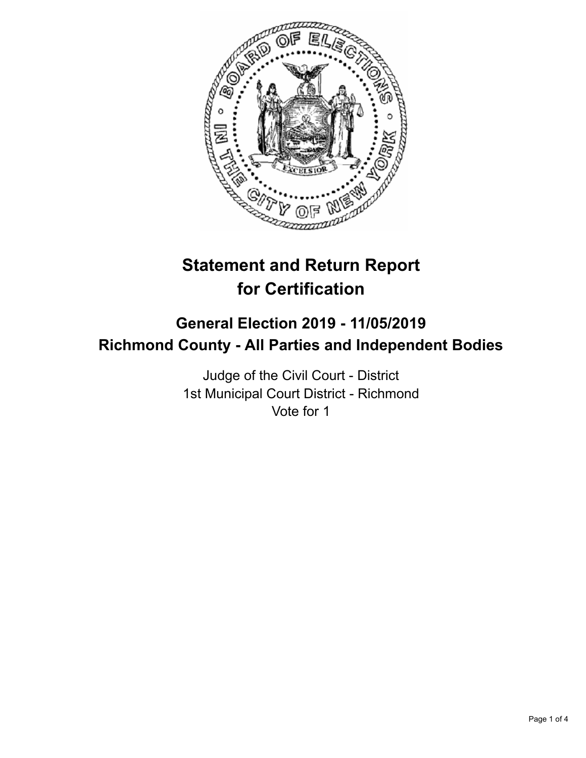# Statement and Return Report for Certification

## General Election 2019 - 11/05/2019
## Richmond County - All Parties and Independent Bodies

Judge of the Civil Court - District
1st Municipal Court District - Richmond
Vote for 1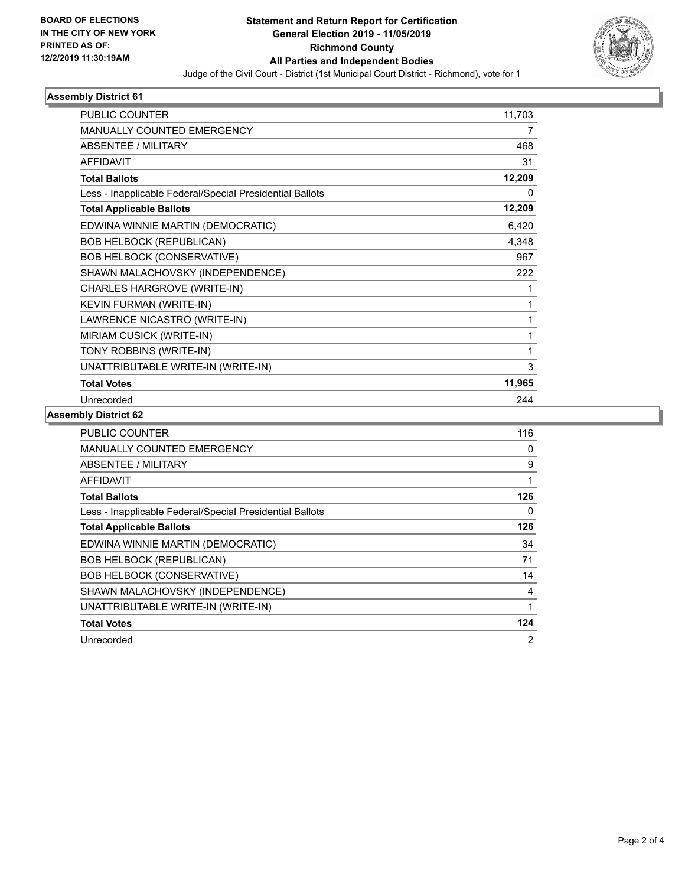**BOARD OF ELECTIONS IN THE CITY OF NEW YORK PRINTED AS OF: 12/2/2019 11:30:19AM**

# Statement and Return Report for Certification General Election 2019 - 11/05/2019 Richmond County All Parties and Independent Bodies

Judge of the Civil Court - District (1st Municipal Court District - Richmond), vote for 1

## Assembly District 61

| | |
|---|---|
| PUBLIC COUNTER | 11,703 |
| MANUALLY COUNTED EMERGENCY | 7 |
| ABSENTEE / MILITARY | 468 |
| AFFIDAVIT | 31 |
| **Total Ballots** | **12,209** |
| Less - Inapplicable Federal/Special Presidential Ballots | 0 |
| **Total Applicable Ballots** | **12,209** |
| EDWINA WINNIE MARTIN (DEMOCRATIC) | 6,420 |
| BOB HELBOCK (REPUBLICAN) | 4,348 |
| BOB HELBOCK (CONSERVATIVE) | 967 |
| SHAWN MALACHOVSKY (INDEPENDENCE) | 222 |
| CHARLES HARGROVE (WRITE-IN) | 1 |
| KEVIN FURMAN (WRITE-IN) | 1 |
| LAWRENCE NICASTRO (WRITE-IN) | 1 |
| MIRIAM CUSICK (WRITE-IN) | 1 |
| TONY ROBBINS (WRITE-IN) | 1 |
| UNATTRIBUTABLE WRITE-IN (WRITE-IN) | 3 |
| **Total Votes** | **11,965** |
| Unrecorded | 244 |

## Assembly District 62

| | |
|---|---|
| PUBLIC COUNTER | 116 |
| MANUALLY COUNTED EMERGENCY | 0 |
| ABSENTEE / MILITARY | 9 |
| AFFIDAVIT | 1 |
| **Total Ballots** | **126** |
| Less - Inapplicable Federal/Special Presidential Ballots | 0 |
| **Total Applicable Ballots** | **126** |
| EDWINA WINNIE MARTIN (DEMOCRATIC) | 34 |
| BOB HELBOCK (REPUBLICAN) | 71 |
| BOB HELBOCK (CONSERVATIVE) | 14 |
| SHAWN MALACHOVSKY (INDEPENDENCE) | 4 |
| UNATTRIBUTABLE WRITE-IN (WRITE-IN) | 1 |
| **Total Votes** | **124** |
| Unrecorded | 2 |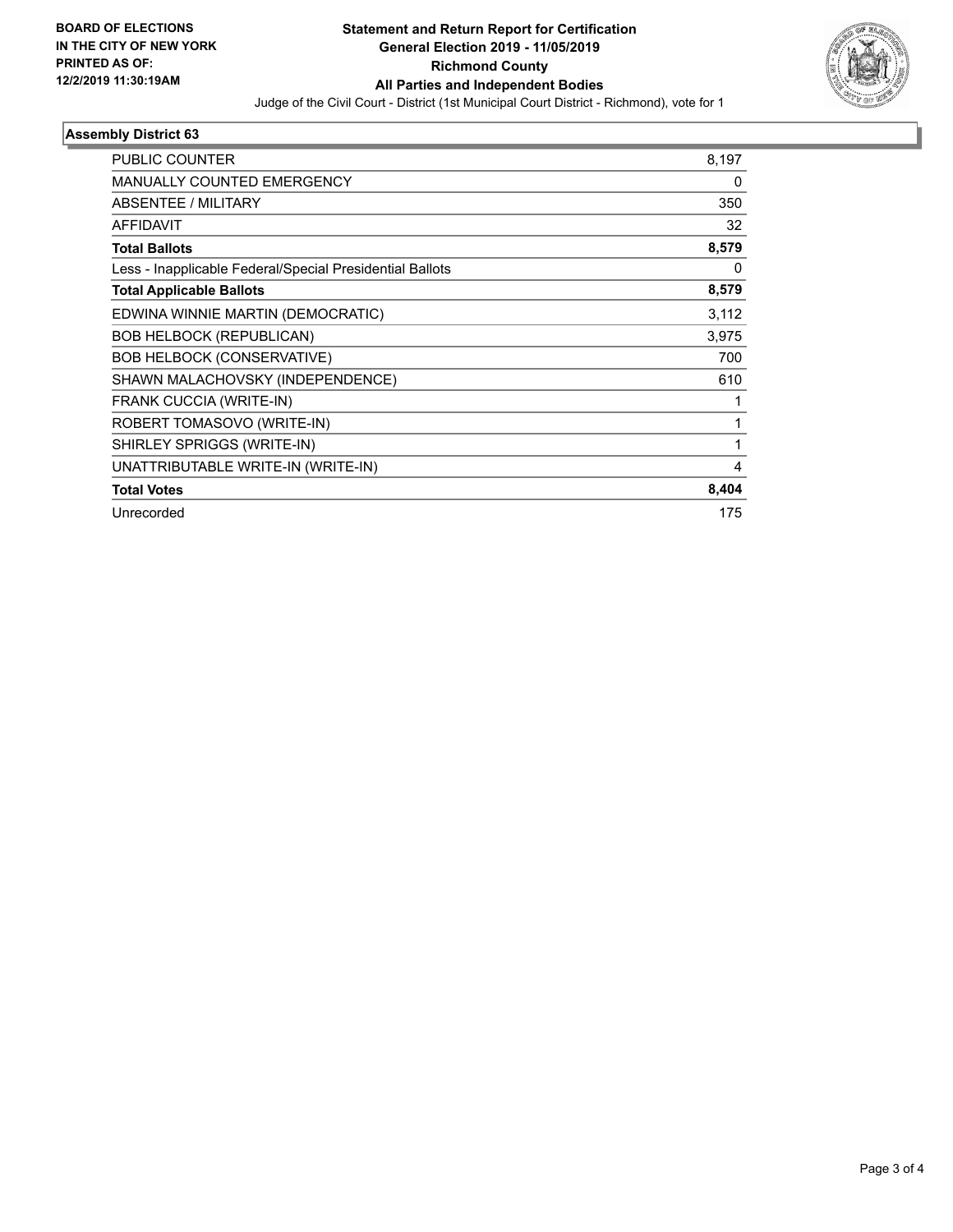**BOARD OF ELECTIONS IN THE CITY OF NEW YORK PRINTED AS OF: 12/2/2019 11:30:19AM**

**Statement and Return Report for Certification General Election 2019 - 11/05/2019 Richmond County All Parties and Independent Bodies**

Judge of the Civil Court - District (1st Municipal Court District - Richmond), vote for 1

## Assembly District 63

| | |
|---|---|
| PUBLIC COUNTER | 8,197 |
| MANUALLY COUNTED EMERGENCY | 0 |
| ABSENTEE / MILITARY | 350 |
| AFFIDAVIT | 32 |
| **Total Ballots** | **8,579** |
| Less - Inapplicable Federal/Special Presidential Ballots | 0 |
| **Total Applicable Ballots** | **8,579** |
| EDWINA WINNIE MARTIN (DEMOCRATIC) | 3,112 |
| BOB HELBOCK (REPUBLICAN) | 3,975 |
| BOB HELBOCK (CONSERVATIVE) | 700 |
| SHAWN MALACHOVSKY (INDEPENDENCE) | 610 |
| FRANK CUCCIA (WRITE-IN) | 1 |
| ROBERT TOMASOVO (WRITE-IN) | 1 |
| SHIRLEY SPRIGGS (WRITE-IN) | 1 |
| UNATTRIBUTABLE WRITE-IN (WRITE-IN) | 4 |
| **Total Votes** | **8,404** |
| Unrecorded | 175 |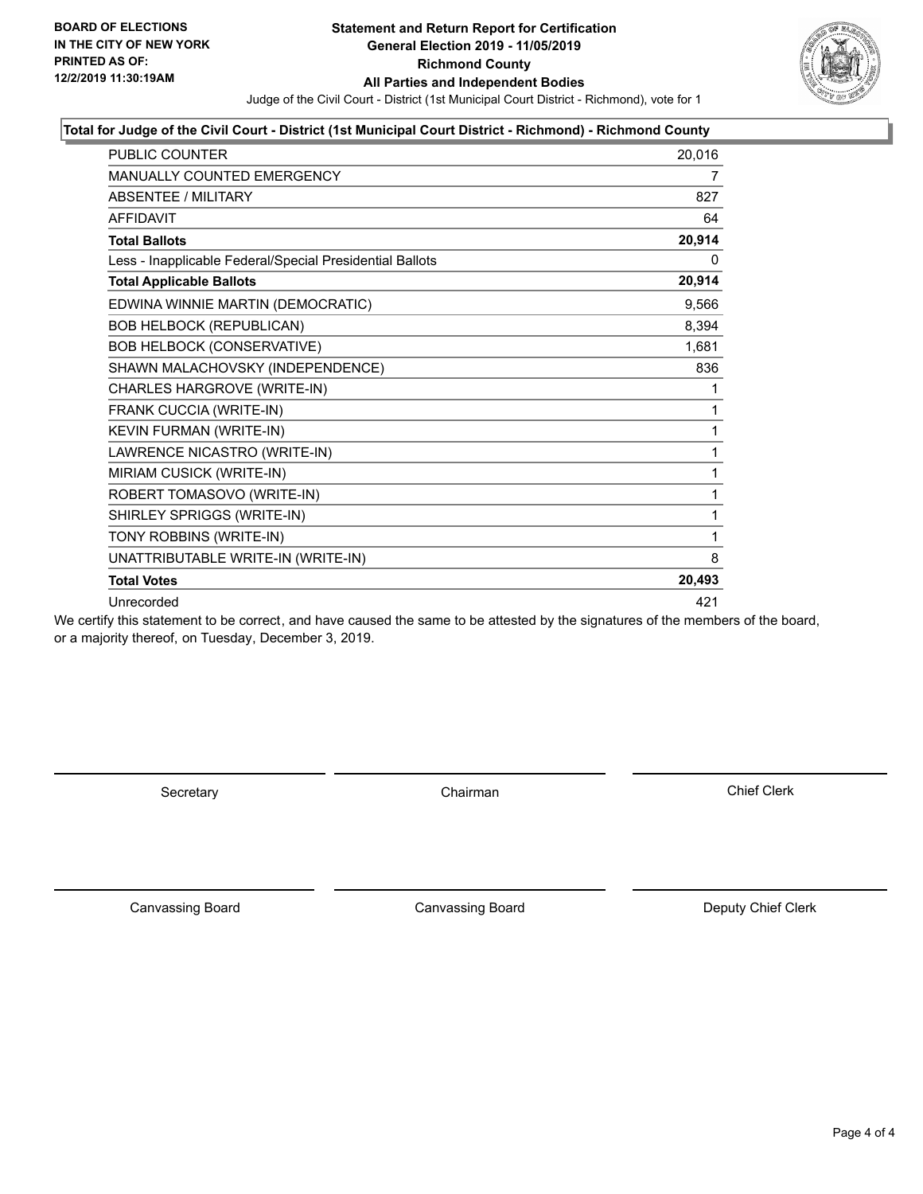**BOARD OF ELECTIONS IN THE CITY OF NEW YORK PRINTED AS OF: 12/2/2019 11:30:19AM**

# Statement and Return Report for Certification General Election 2019 - 11/05/2019 Richmond County All Parties and Independent Bodies

Judge of the Civil Court - District (1st Municipal Court District - Richmond), vote for 1

## Total for Judge of the Civil Court - District (1st Municipal Court District - Richmond) - Richmond County

| | |
|---|---|
| PUBLIC COUNTER | 20,016 |
| MANUALLY COUNTED EMERGENCY | 7 |
| ABSENTEE / MILITARY | 827 |
| AFFIDAVIT | 64 |
| **Total Ballots** | **20,914** |
| Less - Inapplicable Federal/Special Presidential Ballots | 0 |
| **Total Applicable Ballots** | **20,914** |
| EDWINA WINNIE MARTIN (DEMOCRATIC) | 9,566 |
| BOB HELBOCK (REPUBLICAN) | 8,394 |
| BOB HELBOCK (CONSERVATIVE) | 1,681 |
| SHAWN MALACHOVSKY (INDEPENDENCE) | 836 |
| CHARLES HARGROVE (WRITE-IN) | 1 |
| FRANK CUCCIA (WRITE-IN) | 1 |
| KEVIN FURMAN (WRITE-IN) | 1 |
| LAWRENCE NICASTRO (WRITE-IN) | 1 |
| MIRIAM CUSICK (WRITE-IN) | 1 |
| ROBERT TOMASOVO (WRITE-IN) | 1 |
| SHIRLEY SPRIGGS (WRITE-IN) | 1 |
| TONY ROBBINS (WRITE-IN) | 1 |
| UNATTRIBUTABLE WRITE-IN (WRITE-IN) | 8 |
| **Total Votes** | **20,493** |
| Unrecorded | 421 |

We certify this statement to be correct, and have caused the same to be attested by the signatures of the members of the board, or a majority thereof, on Tuesday, December 3, 2019.

Secretary | Chairman | Chief Clerk

Canvassing Board | Canvassing Board | Deputy Chief Clerk